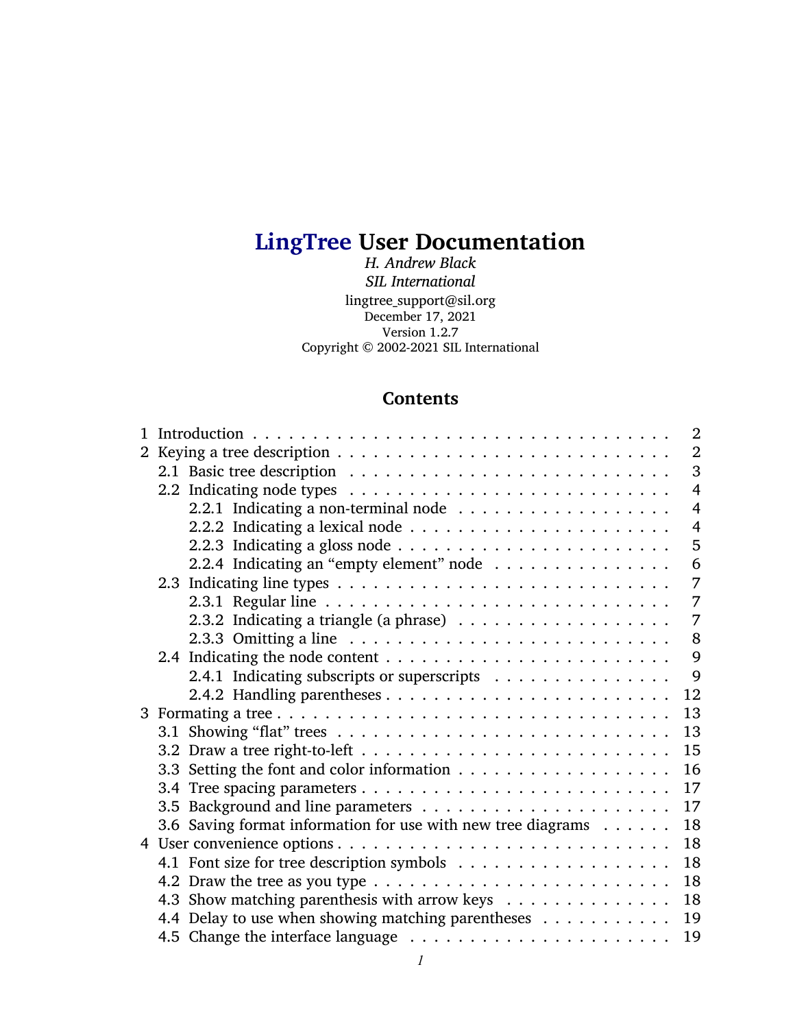# LingTree User Documentation

*H. Andrew Black*

*SIL International*

lingtree_support@sil.org

December 17, 2021

Version 1.2.7

Copyright © 2002-2021 SIL International

## Contents

- 1 Introduction . . . 2
- 2 Keying a tree description . . . 2
  - 2.1 Basic tree description . . . 3
  - 2.2 Indicating node types . . . 4
    - 2.2.1 Indicating a non-terminal node . . . 4
    - 2.2.2 Indicating a lexical node . . . 4
    - 2.2.3 Indicating a gloss node . . . 5
    - 2.2.4 Indicating an “empty element” node . . . 6
  - 2.3 Indicating line types . . . 7
    - 2.3.1 Regular line . . . 7
    - 2.3.2 Indicating a triangle (a phrase) . . . 7
    - 2.3.3 Omitting a line . . . 8
  - 2.4 Indicating the node content . . . 9
    - 2.4.1 Indicating subscripts or superscripts . . . 9
    - 2.4.2 Handling parentheses . . . 12
- 3 Formating a tree . . . 13
  - 3.1 Showing “flat” trees . . . 13
  - 3.2 Draw a tree right-to-left . . . 15
  - 3.3 Setting the font and color information . . . 16
  - 3.4 Tree spacing parameters . . . 17
  - 3.5 Background and line parameters . . . 17
  - 3.6 Saving format information for use with new tree diagrams . . . 18
- 4 User convenience options . . . 18
  - 4.1 Font size for tree description symbols . . . 18
  - 4.2 Draw the tree as you type . . . 18
  - 4.3 Show matching parenthesis with arrow keys . . . 18
  - 4.4 Delay to use when showing matching parentheses . . . 19
  - 4.5 Change the interface language . . . 19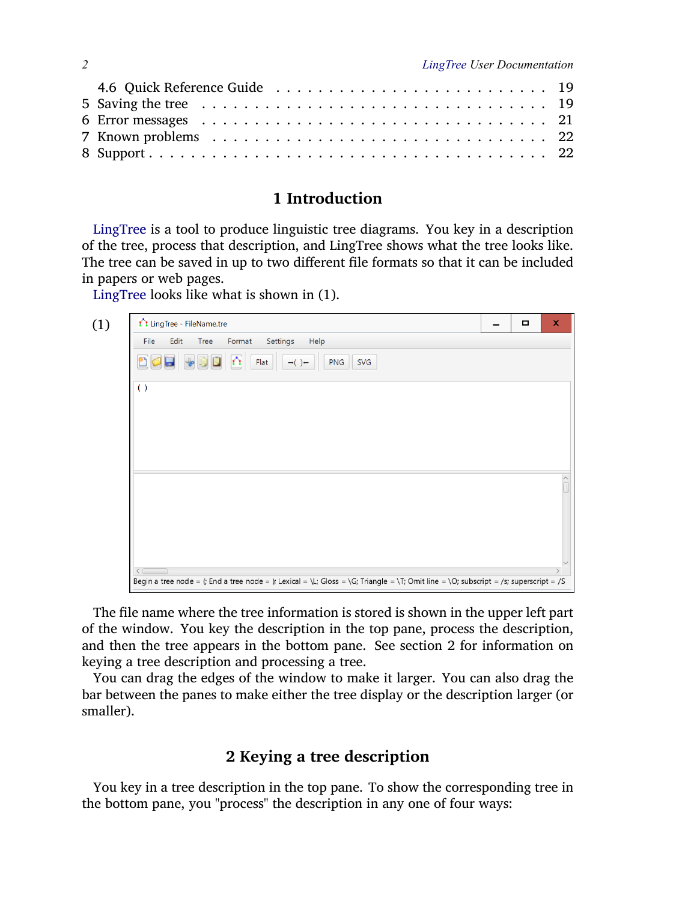4.6 Quick Reference Guide . . . . . . . . . . . . . . . . . . . . . . . . 19
5 Saving the tree . . . . . . . . . . . . . . . . . . . . . . . . . . . . . 19
6 Error messages . . . . . . . . . . . . . . . . . . . . . . . . . . . . . 21
7 Known problems . . . . . . . . . . . . . . . . . . . . . . . . . . . . 22
8 Support . . . . . . . . . . . . . . . . . . . . . . . . . . . . . . . . . 22

# 1 Introduction

LingTree is a tool to produce linguistic tree diagrams. You key in a description of the tree, process that description, and LingTree shows what the tree looks like. The tree can be saved in up to two different file formats so that it can be included in papers or web pages.

LingTree looks like what is shown in (1).

(1)

The file name where the tree information is stored is shown in the upper left part of the window. You key the description in the top pane, process the description, and then the tree appears in the bottom pane. See section 2 for information on keying a tree description and processing a tree.

You can drag the edges of the window to make it larger. You can also drag the bar between the panes to make either the tree display or the description larger (or smaller).

# 2 Keying a tree description

You key in a tree description in the top pane. To show the corresponding tree in the bottom pane, you "process" the description in any one of four ways: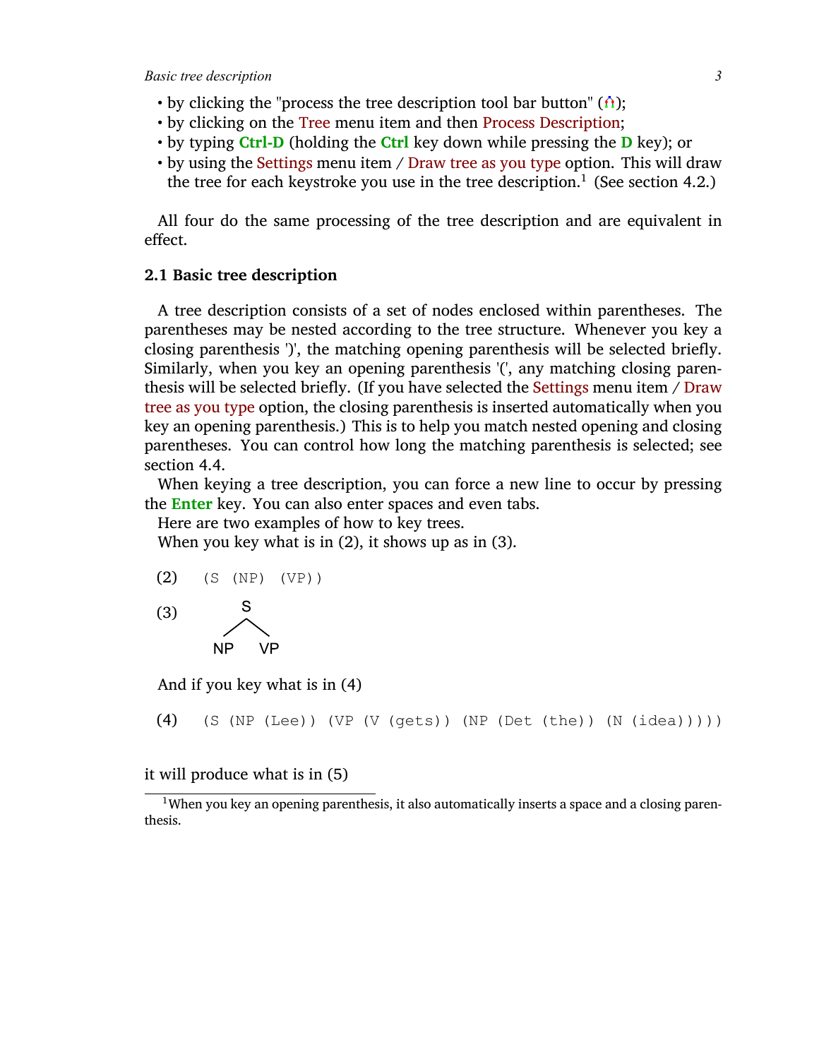- by clicking the "process the tree description tool bar button" ( );
- by clicking on the Tree menu item and then Process Description;
- by typing **Ctrl-D** (holding the **Ctrl** key down while pressing the **D** key); or
- by using the Settings menu item / Draw tree as you type option. This will draw the tree for each keystroke you use in the tree description.[1] (See section 4.2.)

All four do the same processing of the tree description and are equivalent in effect.

## 2.1 Basic tree description

A tree description consists of a set of nodes enclosed within parentheses. The parentheses may be nested according to the tree structure. Whenever you key a closing parenthesis ')', the matching opening parenthesis will be selected briefly. Similarly, when you key an opening parenthesis '(', any matching closing parenthesis will be selected briefly. (If you have selected the Settings menu item / Draw tree as you type option, the closing parenthesis is inserted automatically when you key an opening parenthesis.) This is to help you match nested opening and closing parentheses. You can control how long the matching parenthesis is selected; see section 4.4.

When keying a tree description, you can force a new line to occur by pressing the **Enter** key. You can also enter spaces and even tabs.

Here are two examples of how to key trees.

When you key what is in (2), it shows up as in (3).

(2)
```
(S (NP) (VP))
```

(3)
```
    S
   / \
 NP   VP
```

And if you key what is in (4)

(4)
```
(S (NP (Lee)) (VP (V (gets)) (NP (Det (the)) (N (idea)))))
```

it will produce what is in (5)

---

[1] When you key an opening parenthesis, it also automatically inserts a space and a closing parenthesis.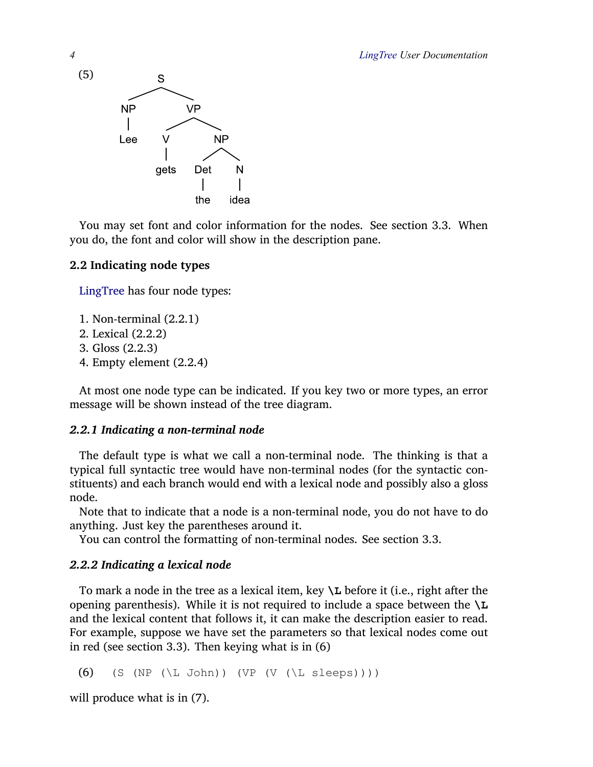(5)

```
              S
          ____|____
         NP        VP
         |      ___|___
        Lee    V       NP
               |     ___|___
              gets  Det     N
                     |      |
                    the    idea
```

You may set font and color information for the nodes. See section 3.3. When you do, the font and color will show in the description pane.

### 2.2 Indicating node types

LingTree has four node types:

1. Non-terminal (2.2.1)
2. Lexical (2.2.2)
3. Gloss (2.2.3)
4. Empty element (2.2.4)

At most one node type can be indicated. If you key two or more types, an error message will be shown instead of the tree diagram.

#### *2.2.1 Indicating a non-terminal node*

The default type is what we call a non-terminal node. The thinking is that a typical full syntactic tree would have non-terminal nodes (for the syntactic constituents) and each branch would end with a lexical node and possibly also a gloss node.

Note that to indicate that a node is a non-terminal node, you do not have to do anything. Just key the parentheses around it.

You can control the formatting of non-terminal nodes. See section 3.3.

#### *2.2.2 Indicating a lexical node*

To mark a node in the tree as a lexical item, key **\L** before it (i.e., right after the opening parenthesis). While it is not required to include a space between the **\L** and the lexical content that follows it, it can make the description easier to read. For example, suppose we have set the parameters so that lexical nodes come out in red (see section 3.3). Then keying what is in (6)

(6)
```
(S (NP (\L John)) (VP (V (\L sleeps))))
```

will produce what is in (7).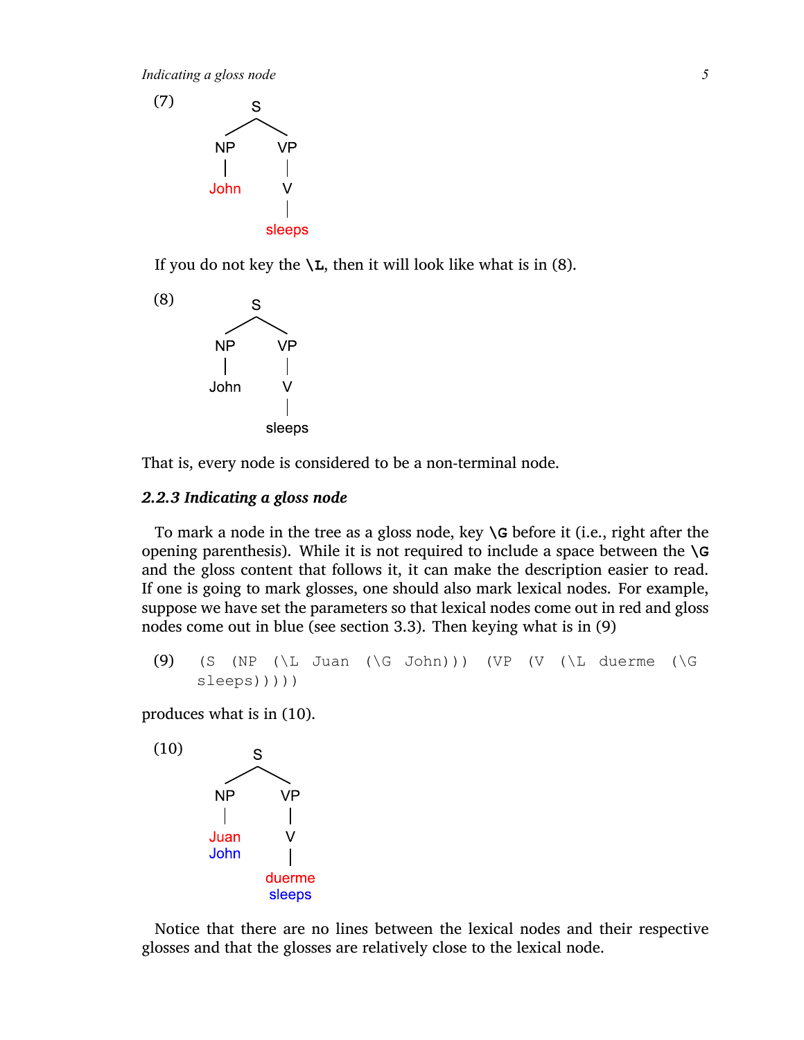(7)

```
        S
       / \
     NP   VP
     |    |
    John  V
          |
        sleeps
```

If you do not key the **\L**, then it will look like what is in (8).

(8)

```
        S
       / \
     NP   VP
     |    |
    John  V
          |
        sleeps
```

That is, every node is considered to be a non-terminal node.

### *2.2.3 Indicating a gloss node*

To mark a node in the tree as a gloss node, key **\G** before it (i.e., right after the opening parenthesis). While it is not required to include a space between the **\G** and the gloss content that follows it, it can make the description easier to read. If one is going to mark glosses, one should also mark lexical nodes. For example, suppose we have set the parameters so that lexical nodes come out in red and gloss nodes come out in blue (see section 3.3). Then keying what is in (9)

(9)
```
(S (NP (\L Juan (\G John))) (VP (V (\L duerme (\G sleeps)))))
```

produces what is in (10).

(10)

```
        S
       / \
     NP   VP
     |    |
    Juan  V
    John  |
        duerme
        sleeps
```

Notice that there are no lines between the lexical nodes and their respective glosses and that the glosses are relatively close to the lexical node.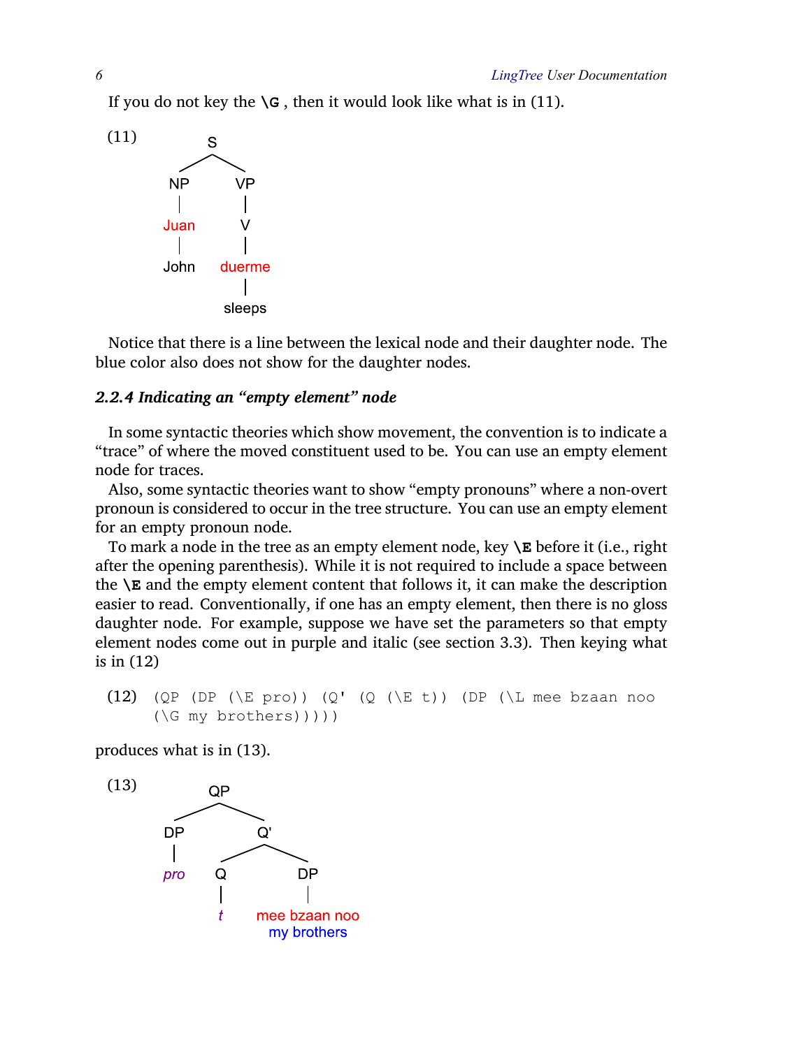If you do not key the **\G** , then it would look like what is in (11).

(11)

```
        S
      /   \
    NP     VP
    |      |
   Juan    V
    |      |
   John  duerme
           |
         sleeps
```

Notice that there is a line between the lexical node and their daughter node. The blue color also does not show for the daughter nodes.

### *2.2.4 Indicating an "empty element" node*

In some syntactic theories which show movement, the convention is to indicate a "trace" of where the moved constituent used to be. You can use an empty element node for traces.

Also, some syntactic theories want to show "empty pronouns" where a non-overt pronoun is considered to occur in the tree structure. You can use an empty element for an empty pronoun node.

To mark a node in the tree as an empty element node, key **\E** before it (i.e., right after the opening parenthesis). While it is not required to include a space between the **\E** and the empty element content that follows it, it can make the description easier to read. Conventionally, if one has an empty element, then there is no gloss daughter node. For example, suppose we have set the parameters so that empty element nodes come out in purple and italic (see section 3.3). Then keying what is in (12)

(12)
```
(QP (DP (\E pro)) (Q' (Q (\E t)) (DP (\L mee bzaan noo
(\G my brothers)))))
```

produces what is in (13).

(13)

```
        QP
      /    \
    DP      Q'
    |      /   \
   pro    Q     DP
          |     |
          t   mee bzaan noo
              my brothers
```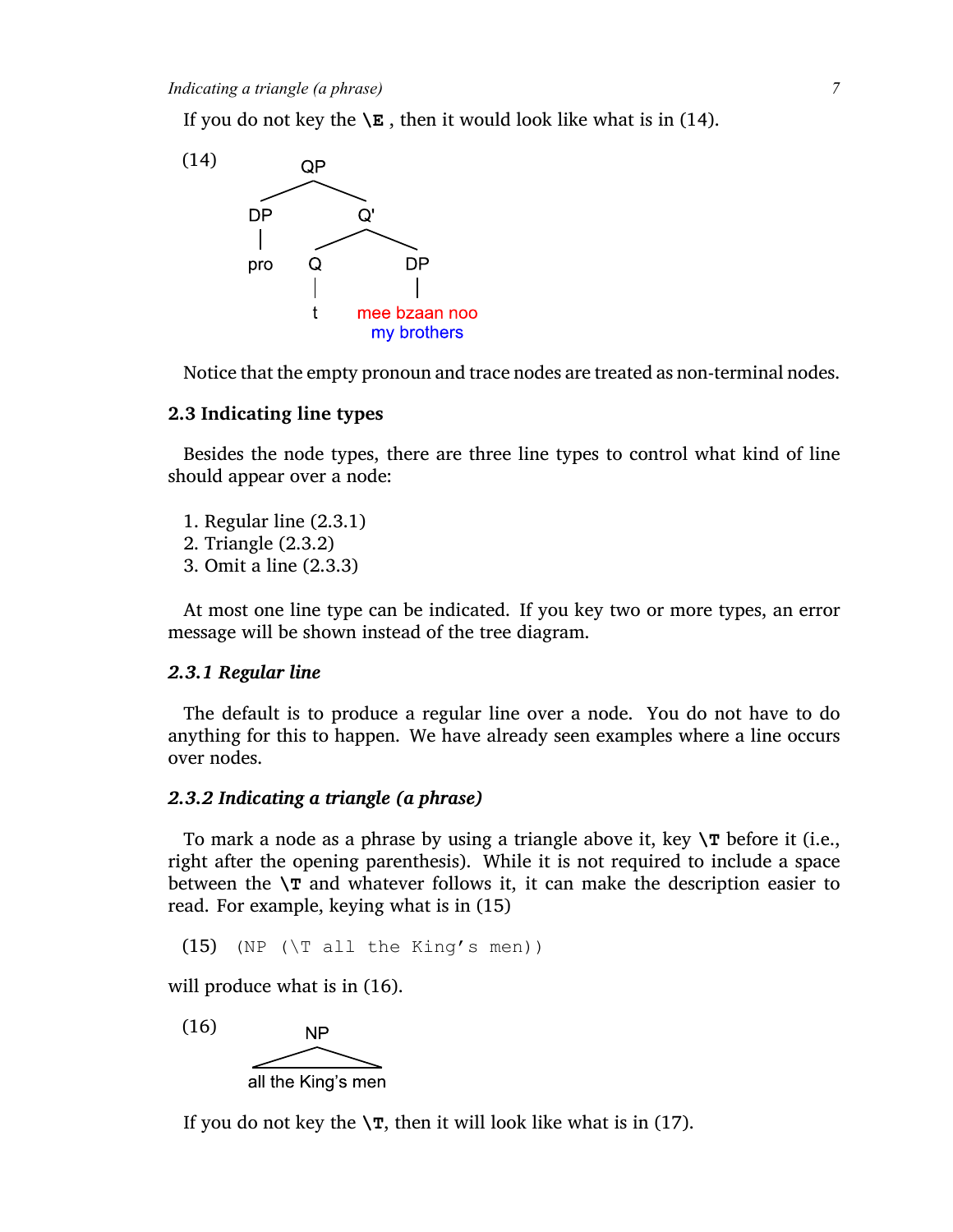If you do not key the **\E** , then it would look like what is in (14).

(14)

```
            QP
          /    \
        DP      Q'
        |      /   \
       pro    Q     DP
              |      |
              t    mee bzaan noo
                   my brothers
```

Notice that the empty pronoun and trace nodes are treated as non-terminal nodes.

### 2.3 Indicating line types

Besides the node types, there are three line types to control what kind of line should appear over a node:

1. Regular line (2.3.1)
2. Triangle (2.3.2)
3. Omit a line (2.3.3)

At most one line type can be indicated. If you key two or more types, an error message will be shown instead of the tree diagram.

#### *2.3.1 Regular line*

The default is to produce a regular line over a node. You do not have to do anything for this to happen. We have already seen examples where a line occurs over nodes.

#### *2.3.2 Indicating a triangle (a phrase)*

To mark a node as a phrase by using a triangle above it, key **\T** before it (i.e., right after the opening parenthesis). While it is not required to include a space between the **\T** and whatever follows it, it can make the description easier to read. For example, keying what is in (15)

(15) `(NP (\T all the King's men))`

will produce what is in (16).

(16)

```
         NP
   /____________\
  all the King's men
```

If you do not key the **\T**, then it will look like what is in (17).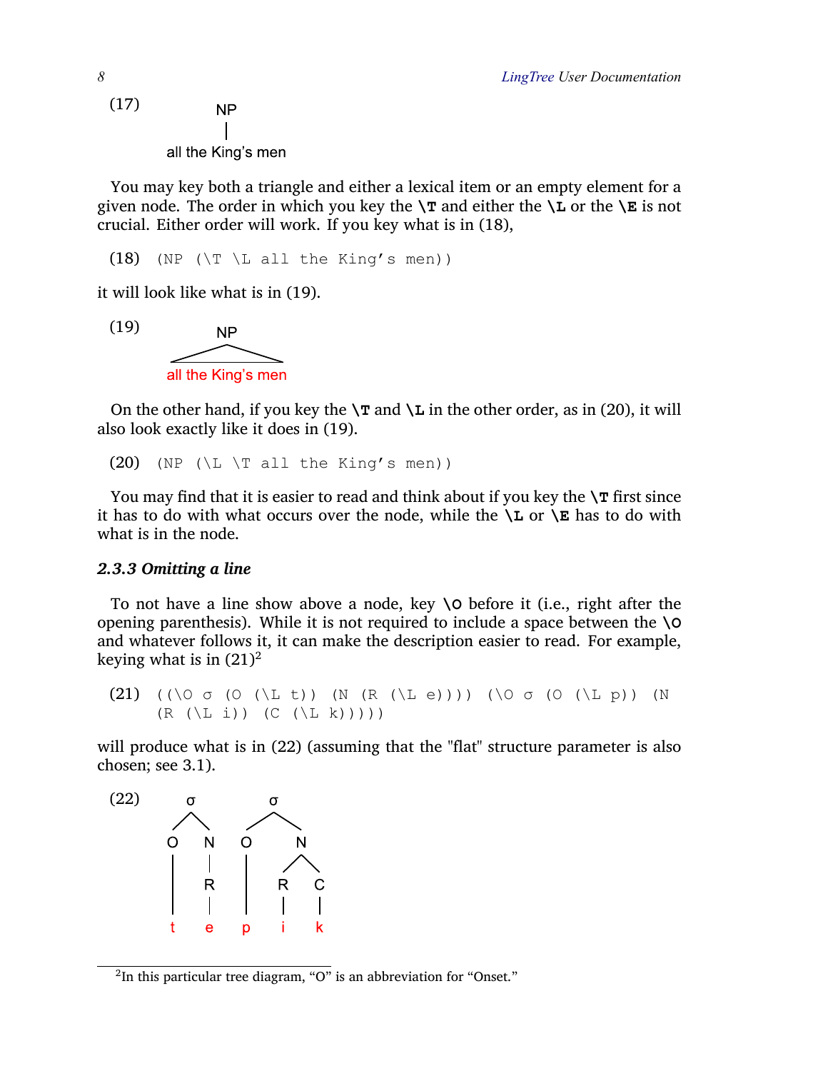(17) NP | all the King's men

You may key both a triangle and either a lexical item or an empty element for a given node. The order in which you key the **\T** and either the **\L** or the **\E** is not crucial. Either order will work. If you key what is in (18),

```
(18) (NP (\T \L all the King's men))
```

it will look like what is in (19).

(19) NP (triangle) all the King's men

On the other hand, if you key the **\T** and **\L** in the other order, as in (20), it will also look exactly like it does in (19).

```
(20) (NP (\L \T all the King's men))
```

You may find that it is easier to read and think about if you key the **\T** first since it has to do with what occurs over the node, while the **\L** or **\E** has to do with what is in the node.

### *2.3.3 Omitting a line*

To not have a line show above a node, key **\O** before it (i.e., right after the opening parenthesis). While it is not required to include a space between the **\O** and whatever follows it, it can make the description easier to read. For example, keying what is in (21)[2]

```
(21) ((\O σ (O (\L t)) (N (R (\L e)))) (\O σ (O (\L p)) (N
     (R (\L i)) (C (\L k)))))
```

will produce what is in (22) (assuming that the "flat" structure parameter is also chosen; see 3.1).

(22)

```
     σ           σ
    / \         / \
   O   N       O   N
   |   |       |  / \
   |   R       | R   C
   |   |       | |   |
   t   e       p i   k
```

[2] In this particular tree diagram, "O" is an abbreviation for "Onset."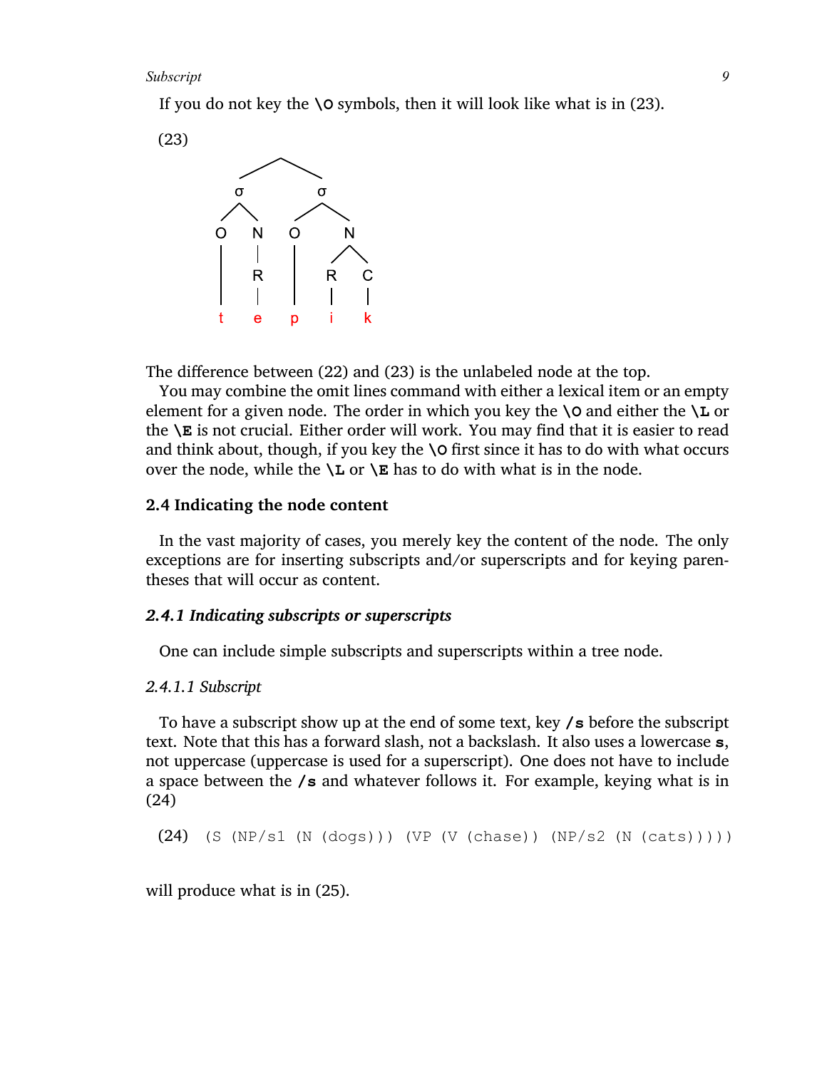If you do not key the **\O** symbols, then it will look like what is in (23).

(23)

The difference between (22) and (23) is the unlabeled node at the top.

You may combine the omit lines command with either a lexical item or an empty element for a given node. The order in which you key the **\O** and either the **\L** or the **\E** is not crucial. Either order will work. You may find that it is easier to read and think about, though, if you key the **\O** first since it has to do with what occurs over the node, while the **\L** or **\E** has to do with what is in the node.

## 2.4 Indicating the node content

In the vast majority of cases, you merely key the content of the node. The only exceptions are for inserting subscripts and/or superscripts and for keying parentheses that will occur as content.

### *2.4.1 Indicating subscripts or superscripts*

One can include simple subscripts and superscripts within a tree node.

#### *2.4.1.1 Subscript*

To have a subscript show up at the end of some text, key **/s** before the subscript text. Note that this has a forward slash, not a backslash. It also uses a lowercase **s**, not uppercase (uppercase is used for a superscript). One does not have to include a space between the **/s** and whatever follows it. For example, keying what is in (24)

(24)
```
(S (NP/s1 (N (dogs))) (VP (V (chase)) (NP/s2 (N (cats)))))
```

will produce what is in (25).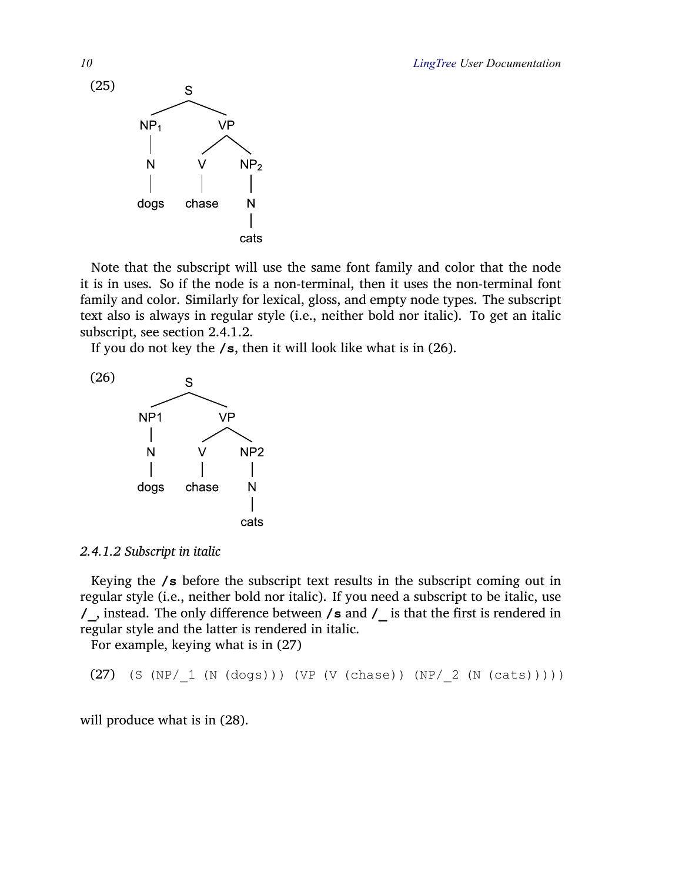(25)

```
            S
      NP_1        VP
      |         /    \
      N        V      NP_2
      |        |       |
     dogs    chase     N
                       |
                      cats
```

Note that the subscript will use the same font family and color that the node it is in uses. So if the node is a non-terminal, then it uses the non-terminal font family and color. Similarly for lexical, gloss, and empty node types. The subscript text also is always in regular style (i.e., neither bold nor italic). To get an italic subscript, see section 2.4.1.2.

If you do not key the **/s**, then it will look like what is in (26).

(26)

```
            S
      NP1         VP
      |         /    \
      N        V      NP2
      |        |       |
     dogs    chase     N
                       |
                      cats
```

### *2.4.1.2 Subscript in italic*

Keying the **/s** before the subscript text results in the subscript coming out in regular style (i.e., neither bold nor italic). If you need a subscript to be italic, use **/_**, instead. The only difference between **/s** and **/_** is that the first is rendered in regular style and the latter is rendered in italic.

For example, keying what is in (27)

(27)
```
(S (NP/_1 (N (dogs))) (VP (V (chase)) (NP/_2 (N (cats)))))
```

will produce what is in (28).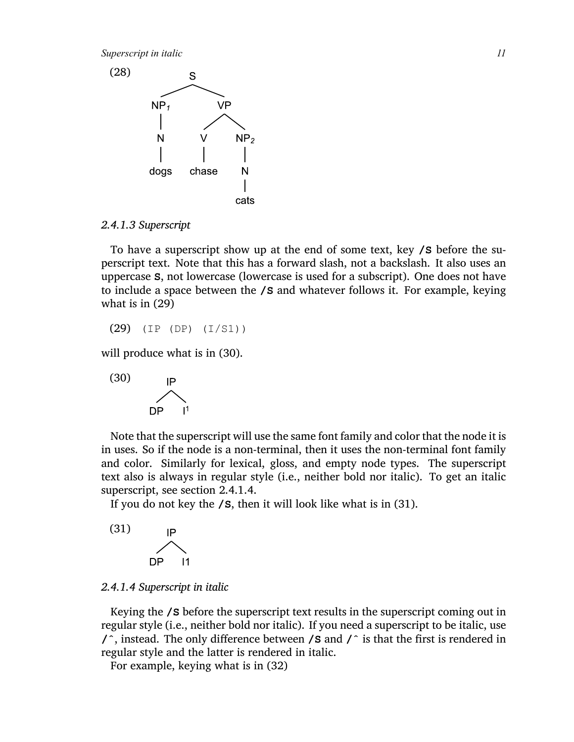(28)

```
            S
         /     \
      NP1       VP
       |       /  \
       N      V    NP2
       |      |     |
     dogs   chase   N
                    |
                   cats
```

### 2.4.1.3 Superscript

To have a superscript show up at the end of some text, key **/S** before the superscript text. Note that this has a forward slash, not a backslash. It also uses an uppercase **S**, not lowercase (lowercase is used for a subscript). One does not have to include a space between the **/S** and whatever follows it. For example, keying what is in (29)

(29) `(IP (DP) (I/S1))`

will produce what is in (30).

(30)

```
   IP
  /  \
DP    I¹
```

Note that the superscript will use the same font family and color that the node it is in uses. So if the node is a non-terminal, then it uses the non-terminal font family and color. Similarly for lexical, gloss, and empty node types. The superscript text also is always in regular style (i.e., neither bold nor italic). To get an italic superscript, see section 2.4.1.4.

If you do not key the **/S**, then it will look like what is in (31).

(31)

```
   IP
  /  \
DP    I1
```

### 2.4.1.4 Superscript in italic

Keying the **/S** before the superscript text results in the superscript coming out in regular style (i.e., neither bold nor italic). If you need a superscript to be italic, use **/^**, instead. The only difference between **/S** and **/^** is that the first is rendered in regular style and the latter is rendered in italic.

For example, keying what is in (32)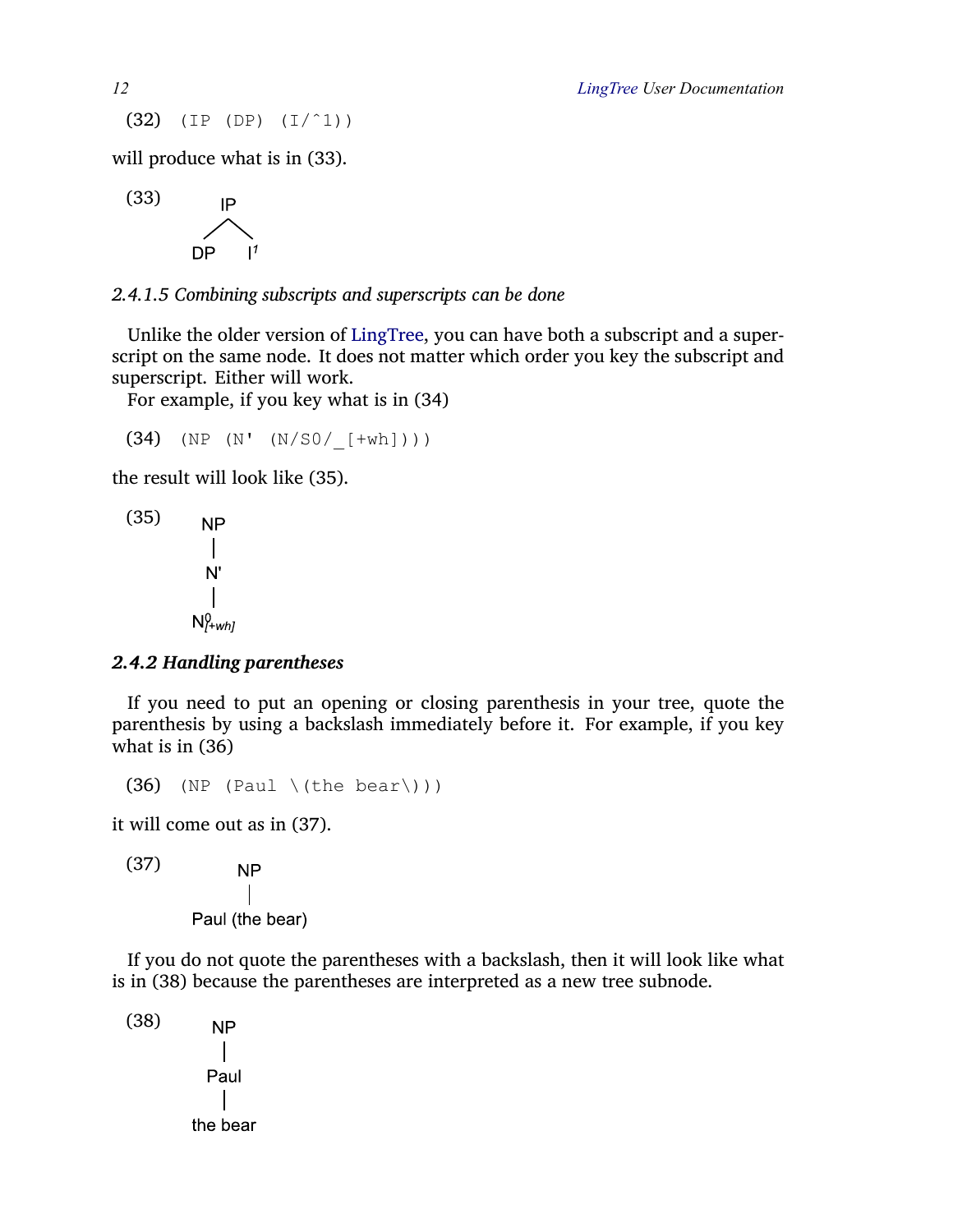(32) `(IP (DP) (I/^1))`

will produce what is in (33).

(33)

```
    IP
   /  \
 DP    I¹
```

*2.4.1.5 Combining subscripts and superscripts can be done*

Unlike the older version of LingTree, you can have both a subscript and a superscript on the same node. It does not matter which order you key the subscript and superscript. Either will work.

For example, if you key what is in (34)

(34) `(NP (N' (N/S0/_[+wh])))`

the result will look like (35).

(35)

```
   NP
   |
   N'
   |
  N0[+wh]
```

### *2.4.2 Handling parentheses*

If you need to put an opening or closing parenthesis in your tree, quote the parenthesis by using a backslash immediately before it. For example, if you key what is in (36)

(36) `(NP (Paul \(the bear\)))`

it will come out as in (37).

(37)

```
       NP
       |
 Paul (the bear)
```

If you do not quote the parentheses with a backslash, then it will look like what is in (38) because the parentheses are interpreted as a new tree subnode.

(38)

```
     NP
     |
    Paul
     |
  the bear
```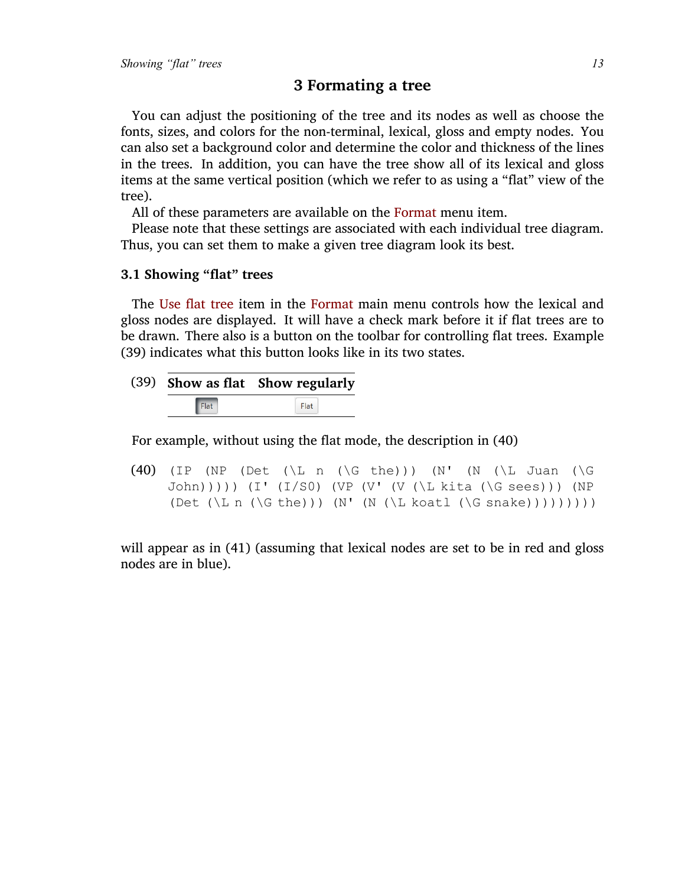## 3 Formating a tree

You can adjust the positioning of the tree and its nodes as well as choose the fonts, sizes, and colors for the non-terminal, lexical, gloss and empty nodes. You can also set a background color and determine the color and thickness of the lines in the trees. In addition, you can have the tree show all of its lexical and gloss items at the same vertical position (which we refer to as using a "flat" view of the tree).

All of these parameters are available on the Format menu item.

Please note that these settings are associated with each individual tree diagram. Thus, you can set them to make a given tree diagram look its best.

### 3.1 Showing "flat" trees

The Use flat tree item in the Format main menu controls how the lexical and gloss nodes are displayed. It will have a check mark before it if flat trees are to be drawn. There also is a button on the toolbar for controlling flat trees. Example (39) indicates what this button looks like in its two states.

(39)

| Show as flat | Show regularly |
| --- | --- |
| Flat | Flat |

For example, without using the flat mode, the description in (40)

(40)
```
(IP (NP (Det (\L n (\G the))) (N' (N (\L Juan (\G
John))))) (I' (I/S0) (VP (V' (V (\L kita (\G sees))) (NP
(Det (\L n (\G the))) (N' (N (\L koatl (\G snake))))))))
```

will appear as in (41) (assuming that lexical nodes are set to be in red and gloss nodes are in blue).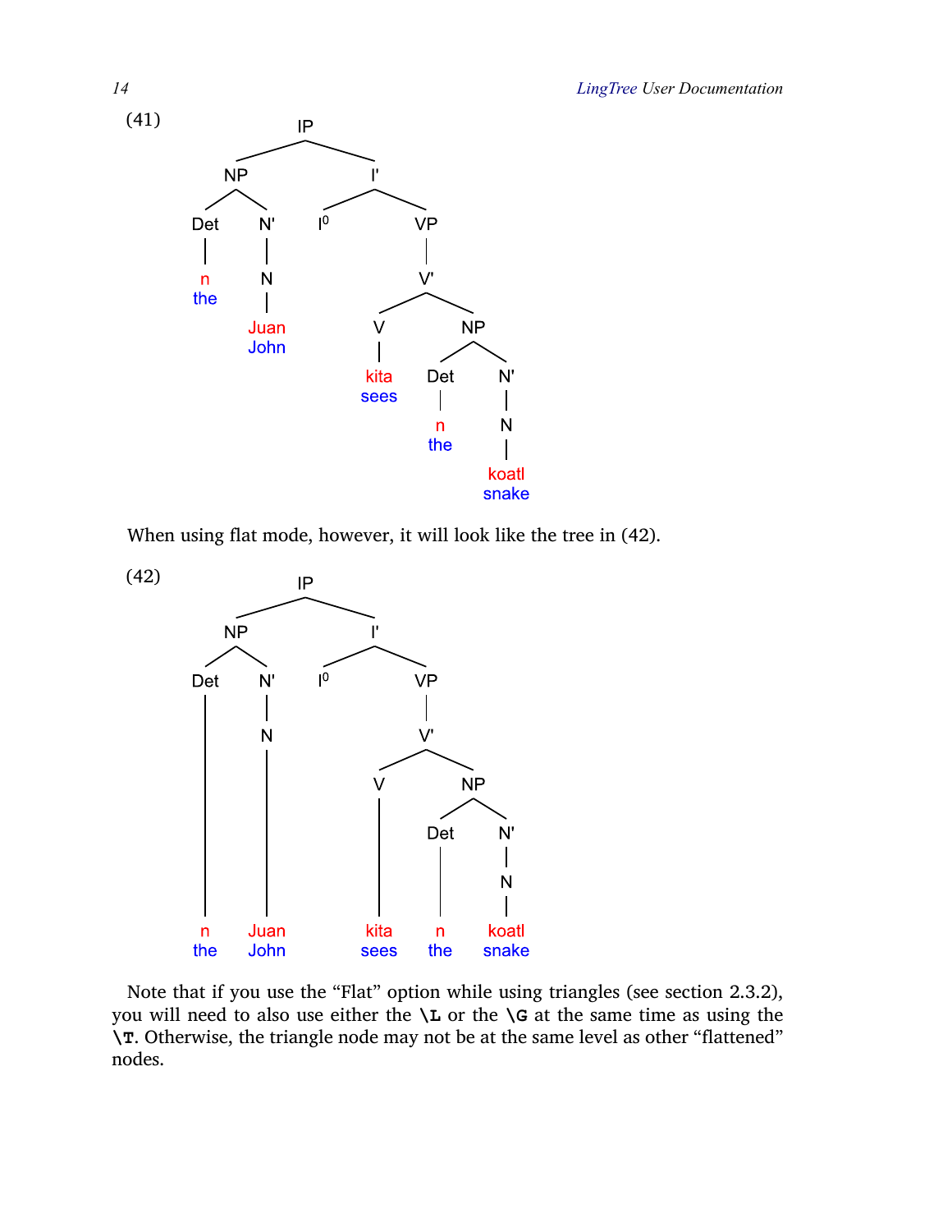(41)

```
                    IP
           _________|_________
          NP                  I'
       ___|___           _____|_____
     Det      N'        I0          VP
      |       |                     |
      n       N                     V'
     the      |              _______|_______
             Juan           V               NP
             John           |           ____|____
                           kita       Det        N'
                           sees        |         |
                                       n         N
                                      the        |
                                               koatl
                                               snake
```

When using flat mode, however, it will look like the tree in (42).

(42)

```
                    IP
           _________|_________
          NP                  I'
       ___|___           _____|_____
     Det      N'        I0          VP
      |       |                     |
      |       N                     V'
      |       |              _______|_______
      |       |             V               NP
      |       |             |           ____|____
      |       |             |         Det        N'
      |       |             |          |         |
      |       |             |          |         N
      |       |             |          |         |
      n      Juan          kita        n       koatl
     the     John          sees       the      snake
```

Note that if you use the "Flat" option while using triangles (see section 2.3.2), you will need to also use either the **\L** or the **\G** at the same time as using the **\T**. Otherwise, the triangle node may not be at the same level as other "flattened" nodes.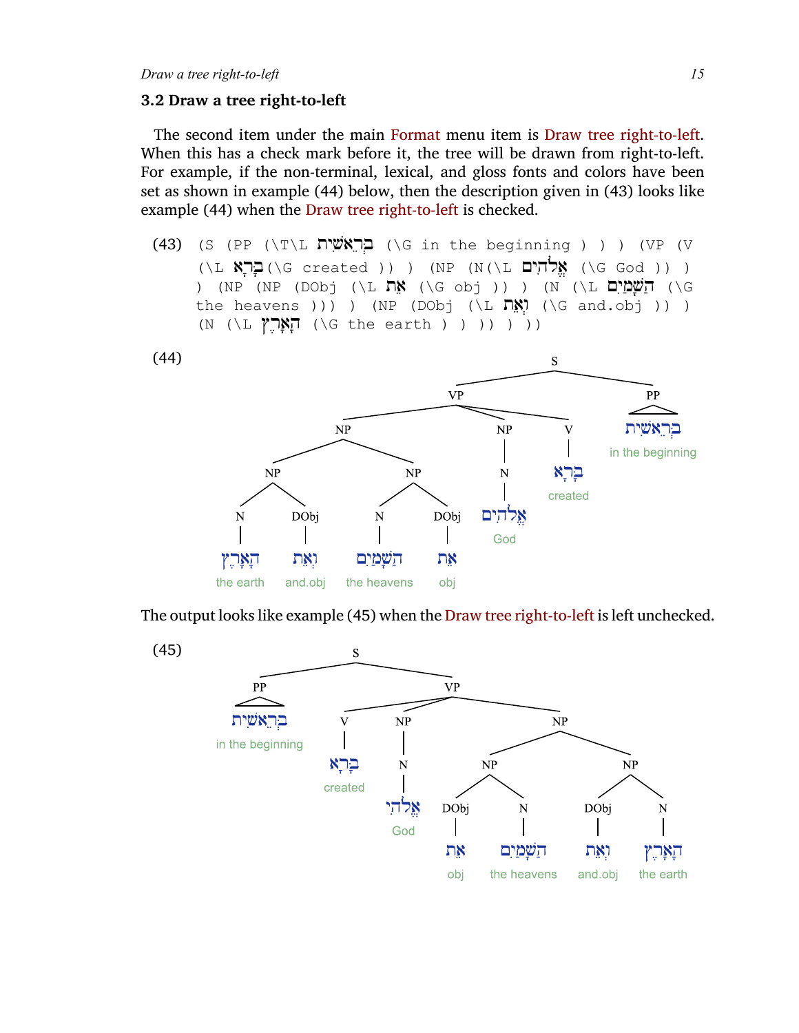## 3.2 Draw a tree right-to-left

The second item under the main Format menu item is Draw tree right-to-left. When this has a check mark before it, the tree will be drawn from right-to-left. For example, if the non-terminal, lexical, and gloss fonts and colors have been set as shown in example (44) below, then the description given in (43) looks like example (44) when the Draw tree right-to-left is checked.

(43)
```
(S (PP (\T\L בְּרֵאשִׁית (\G in the beginning ) ) ) (VP (V
(\L בָּרָא (\G created )) ) (NP (N(\L אֱלֹהִים (\G God )) )
) (NP (NP (DObj (\L אֵת (\G obj )) ) (N (\L הַשָּׁמַיִם (\G
the heavens ))) ) (NP (DObj (\L וְאֵת (\G and.obj )) )
(N (\L הָאָרֶץ (\G the earth ) ) )) ) ))
```

(44)

S
- VP
  - NP
    - NP
      - N — הָאָרֶץ — the earth
      - DObj — וְאֵת — and.obj
    - NP
      - N — הַשָּׁמַיִם — the heavens
      - DObj — אֵת — obj
  - NP
    - N — אֱלֹהִים — God
  - V — בָּרָא — created
- PP — בְּרֵאשִׁית — in the beginning

The output looks like example (45) when the Draw tree right-to-left is left unchecked.

(45)

S
- PP — בְּרֵאשִׁית — in the beginning
- VP
  - V — בָּרָא — created
  - NP
    - N — אֱלֹהִים — God
  - NP
    - NP
      - DObj — אֵת — obj
      - N — הַשָּׁמַיִם — the heavens
    - NP
      - DObj — וְאֵת — and.obj
      - N — הָאָרֶץ — the earth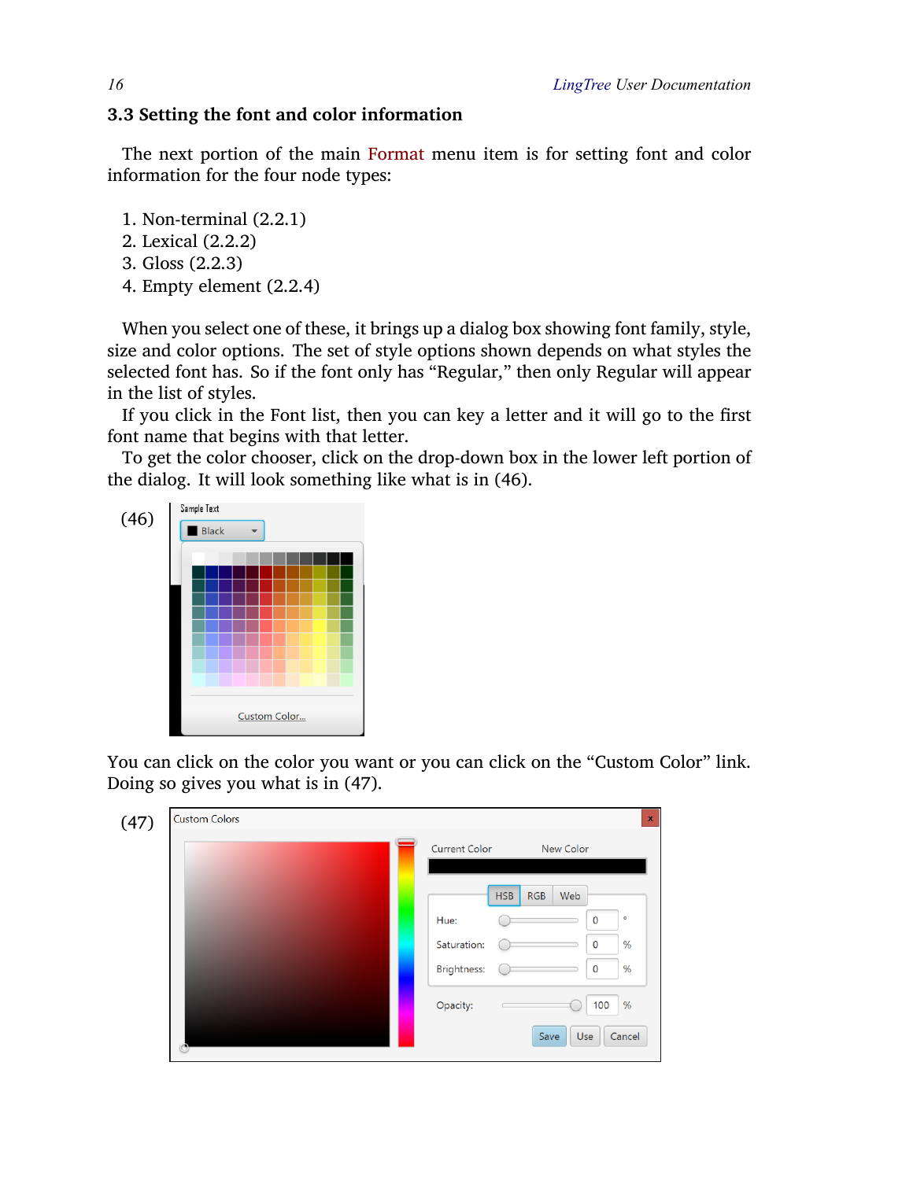### 3.3 Setting the font and color information

The next portion of the main Format menu item is for setting font and color information for the four node types:

1. Non-terminal (2.2.1)
2. Lexical (2.2.2)
3. Gloss (2.2.3)
4. Empty element (2.2.4)

When you select one of these, it brings up a dialog box showing font family, style, size and color options. The set of style options shown depends on what styles the selected font has. So if the font only has “Regular,” then only Regular will appear in the list of styles.

If you click in the Font list, then you can key a letter and it will go to the first font name that begins with that letter.

To get the color chooser, click on the drop-down box in the lower left portion of the dialog. It will look something like what is in (46).

(46)

You can click on the color you want or you can click on the “Custom Color” link. Doing so gives you what is in (47).

(47)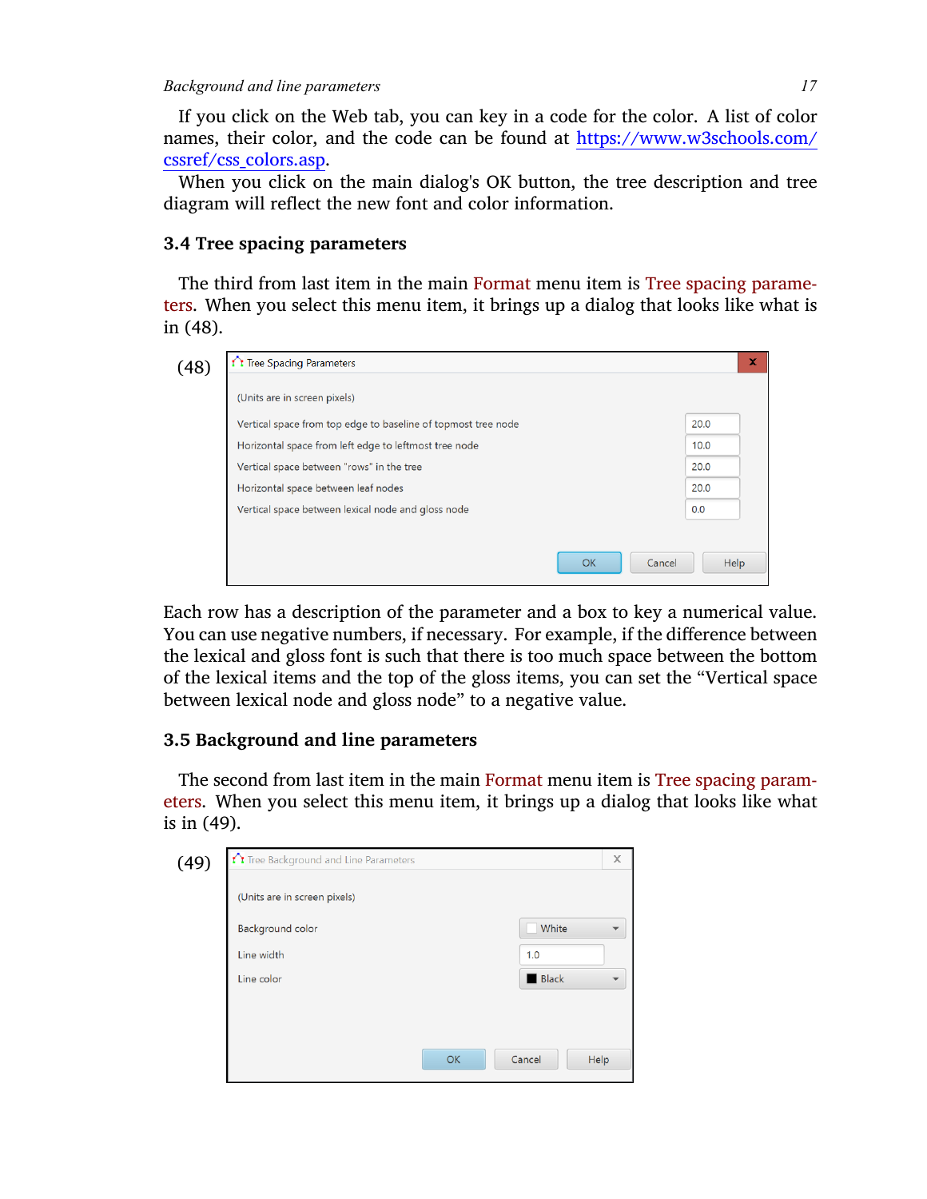If you click on the Web tab, you can key in a code for the color. A list of color names, their color, and the code can be found at https://www.w3schools.com/cssref/css_colors.asp.

When you click on the main dialog's OK button, the tree description and tree diagram will reflect the new font and color information.

### 3.4 Tree spacing parameters

The third from last item in the main Format menu item is Tree spacing parameters. When you select this menu item, it brings up a dialog that looks like what is in (48).

(48)

Tree Spacing Parameters

(Units are in screen pixels)

| | |
|---|---|
| Vertical space from top edge to baseline of topmost tree node | 20.0 |
| Horizontal space from left edge to leftmost tree node | 10.0 |
| Vertical space between "rows" in the tree | 20.0 |
| Horizontal space between leaf nodes | 20.0 |
| Vertical space between lexical node and gloss node | 0.0 |

OK Cancel Help

Each row has a description of the parameter and a box to key a numerical value. You can use negative numbers, if necessary. For example, if the difference between the lexical and gloss font is such that there is too much space between the bottom of the lexical items and the top of the gloss items, you can set the "Vertical space between lexical node and gloss node" to a negative value.

### 3.5 Background and line parameters

The second from last item in the main Format menu item is Tree spacing parameters. When you select this menu item, it brings up a dialog that looks like what is in (49).

(49)

Tree Background and Line Parameters

(Units are in screen pixels)

| | |
|---|---|
| Background color | White |
| Line width | 1.0 |
| Line color | Black |

OK Cancel Help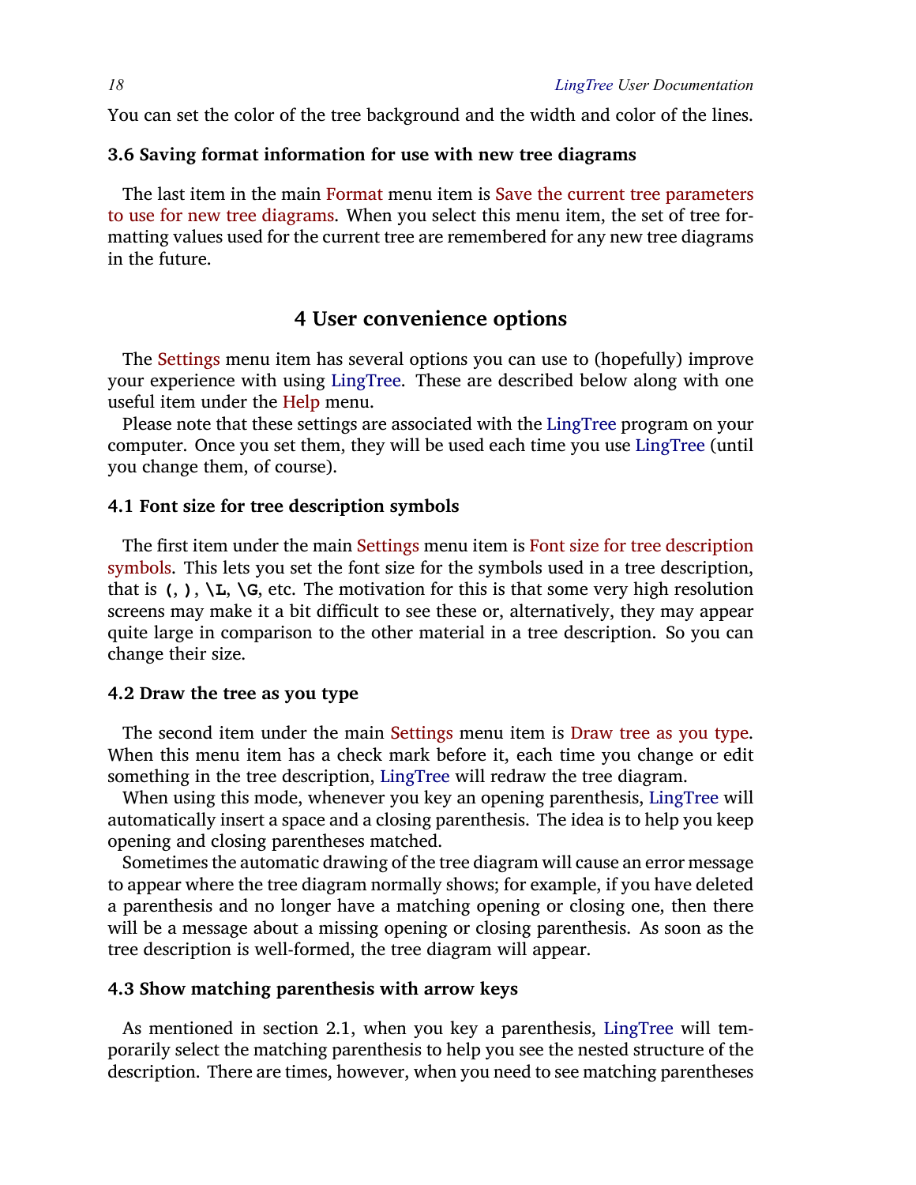You can set the color of the tree background and the width and color of the lines.

### 3.6 Saving format information for use with new tree diagrams

The last item in the main Format menu item is Save the current tree parameters to use for new tree diagrams. When you select this menu item, the set of tree formatting values used for the current tree are remembered for any new tree diagrams in the future.

## 4 User convenience options

The Settings menu item has several options you can use to (hopefully) improve your experience with using LingTree. These are described below along with one useful item under the Help menu.

Please note that these settings are associated with the LingTree program on your computer. Once you set them, they will be used each time you use LingTree (until you change them, of course).

### 4.1 Font size for tree description symbols

The first item under the main Settings menu item is Font size for tree description symbols. This lets you set the font size for the symbols used in a tree description, that is **(**, **)**, **\L**, **\G**, etc. The motivation for this is that some very high resolution screens may make it a bit difficult to see these or, alternatively, they may appear quite large in comparison to the other material in a tree description. So you can change their size.

### 4.2 Draw the tree as you type

The second item under the main Settings menu item is Draw tree as you type. When this menu item has a check mark before it, each time you change or edit something in the tree description, LingTree will redraw the tree diagram.

When using this mode, whenever you key an opening parenthesis, LingTree will automatically insert a space and a closing parenthesis. The idea is to help you keep opening and closing parentheses matched.

Sometimes the automatic drawing of the tree diagram will cause an error message to appear where the tree diagram normally shows; for example, if you have deleted a parenthesis and no longer have a matching opening or closing one, then there will be a message about a missing opening or closing parenthesis. As soon as the tree description is well-formed, the tree diagram will appear.

### 4.3 Show matching parenthesis with arrow keys

As mentioned in section 2.1, when you key a parenthesis, LingTree will temporarily select the matching parenthesis to help you see the nested structure of the description. There are times, however, when you need to see matching parentheses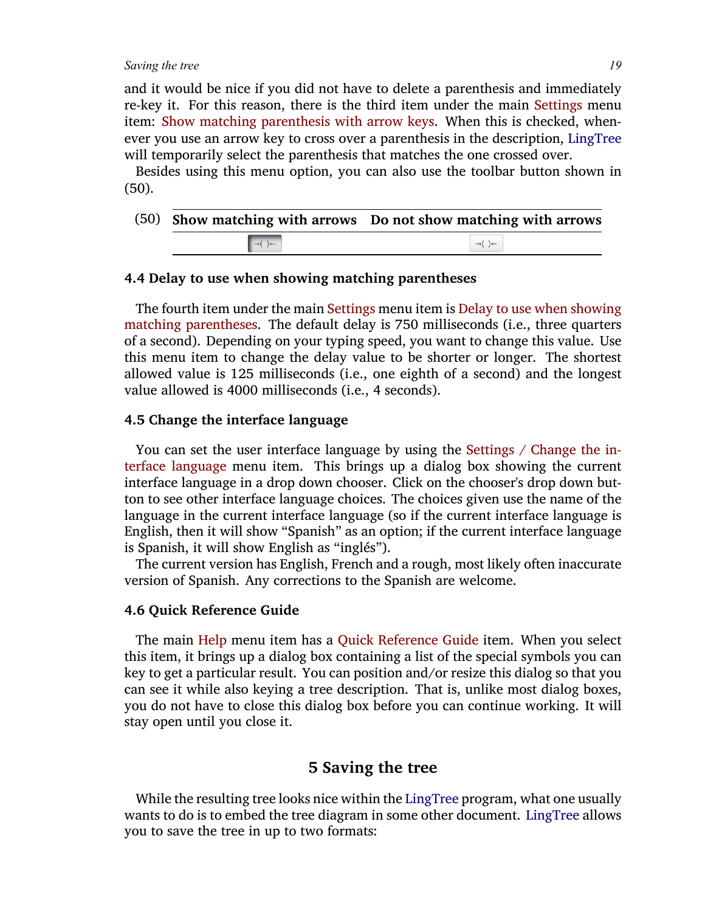and it would be nice if you did not have to delete a parenthesis and immediately re-key it. For this reason, there is the third item under the main Settings menu item: Show matching parenthesis with arrow keys. When this is checked, whenever you use an arrow key to cross over a parenthesis in the description, LingTree will temporarily select the parenthesis that matches the one crossed over.

Besides using this menu option, you can also use the toolbar button shown in (50).

(50)

| Show matching with arrows | Do not show matching with arrows |
|---|---|
| →( )← | →( )← |

### 4.4 Delay to use when showing matching parentheses

The fourth item under the main Settings menu item is Delay to use when showing matching parentheses. The default delay is 750 milliseconds (i.e., three quarters of a second). Depending on your typing speed, you want to change this value. Use this menu item to change the delay value to be shorter or longer. The shortest allowed value is 125 milliseconds (i.e., one eighth of a second) and the longest value allowed is 4000 milliseconds (i.e., 4 seconds).

### 4.5 Change the interface language

You can set the user interface language by using the Settings / Change the interface language menu item. This brings up a dialog box showing the current interface language in a drop down chooser. Click on the chooser's drop down button to see other interface language choices. The choices given use the name of the language in the current interface language (so if the current interface language is English, then it will show “Spanish” as an option; if the current interface language is Spanish, it will show English as “inglés”).

The current version has English, French and a rough, most likely often inaccurate version of Spanish. Any corrections to the Spanish are welcome.

### 4.6 Quick Reference Guide

The main Help menu item has a Quick Reference Guide item. When you select this item, it brings up a dialog box containing a list of the special symbols you can key to get a particular result. You can position and/or resize this dialog so that you can see it while also keying a tree description. That is, unlike most dialog boxes, you do not have to close this dialog box before you can continue working. It will stay open until you close it.

## 5 Saving the tree

While the resulting tree looks nice within the LingTree program, what one usually wants to do is to embed the tree diagram in some other document. LingTree allows you to save the tree in up to two formats: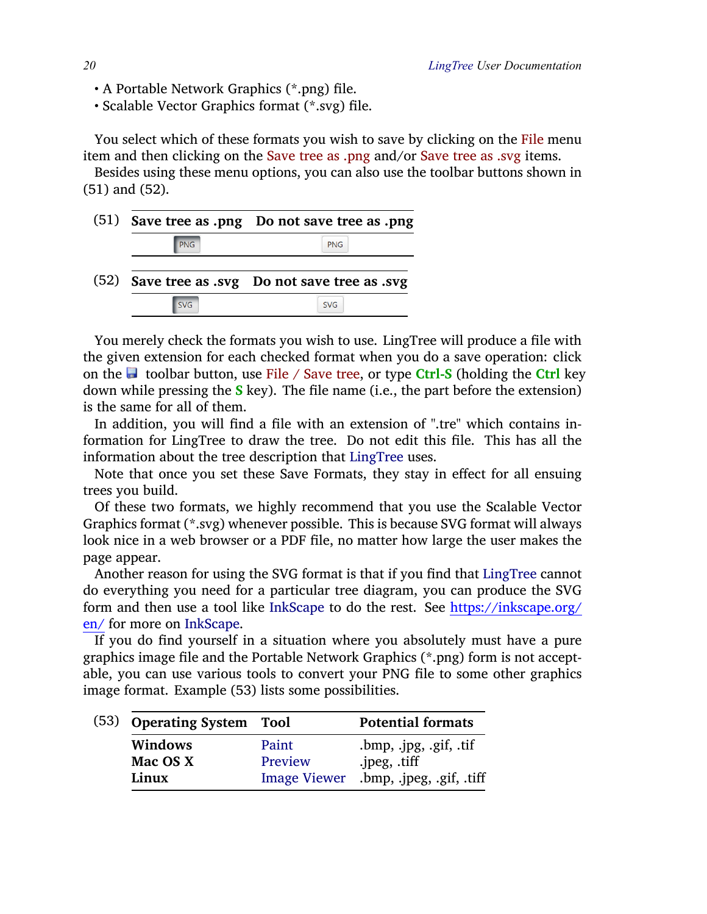- A Portable Network Graphics (*.png) file.
- Scalable Vector Graphics format (*.svg) file.

You select which of these formats you wish to save by clicking on the File menu item and then clicking on the Save tree as .png and/or Save tree as .svg items.

Besides using these menu options, you can also use the toolbar buttons shown in (51) and (52).

(51)

| Save tree as .png | Do not save tree as .png |
|---|---|
| PNG | PNG |

(52)

| Save tree as .svg | Do not save tree as .svg |
|---|---|
| SVG | SVG |

You merely check the formats you wish to use. LingTree will produce a file with the given extension for each checked format when you do a save operation: click on the toolbar button, use File / Save tree, or type **Ctrl-S** (holding the **Ctrl** key down while pressing the **S** key). The file name (i.e., the part before the extension) is the same for all of them.

In addition, you will find a file with an extension of ".tre" which contains information for LingTree to draw the tree. Do not edit this file. This has all the information about the tree description that LingTree uses.

Note that once you set these Save Formats, they stay in effect for all ensuing trees you build.

Of these two formats, we highly recommend that you use the Scalable Vector Graphics format (*.svg) whenever possible. This is because SVG format will always look nice in a web browser or a PDF file, no matter how large the user makes the page appear.

Another reason for using the SVG format is that if you find that LingTree cannot do everything you need for a particular tree diagram, you can produce the SVG form and then use a tool like InkScape to do the rest. See https://inkscape.org/en/ for more on InkScape.

If you do find yourself in a situation where you absolutely must have a pure graphics image file and the Portable Network Graphics (*.png) form is not acceptable, you can use various tools to convert your PNG file to some other graphics image format. Example (53) lists some possibilities.

(53)

| Operating System | Tool | Potential formats |
|---|---|---|
| **Windows** | Paint | .bmp, .jpg, .gif, .tif |
| **Mac OS X** | Preview | .jpeg, .tiff |
| **Linux** | Image Viewer | .bmp, .jpeg, .gif, .tiff |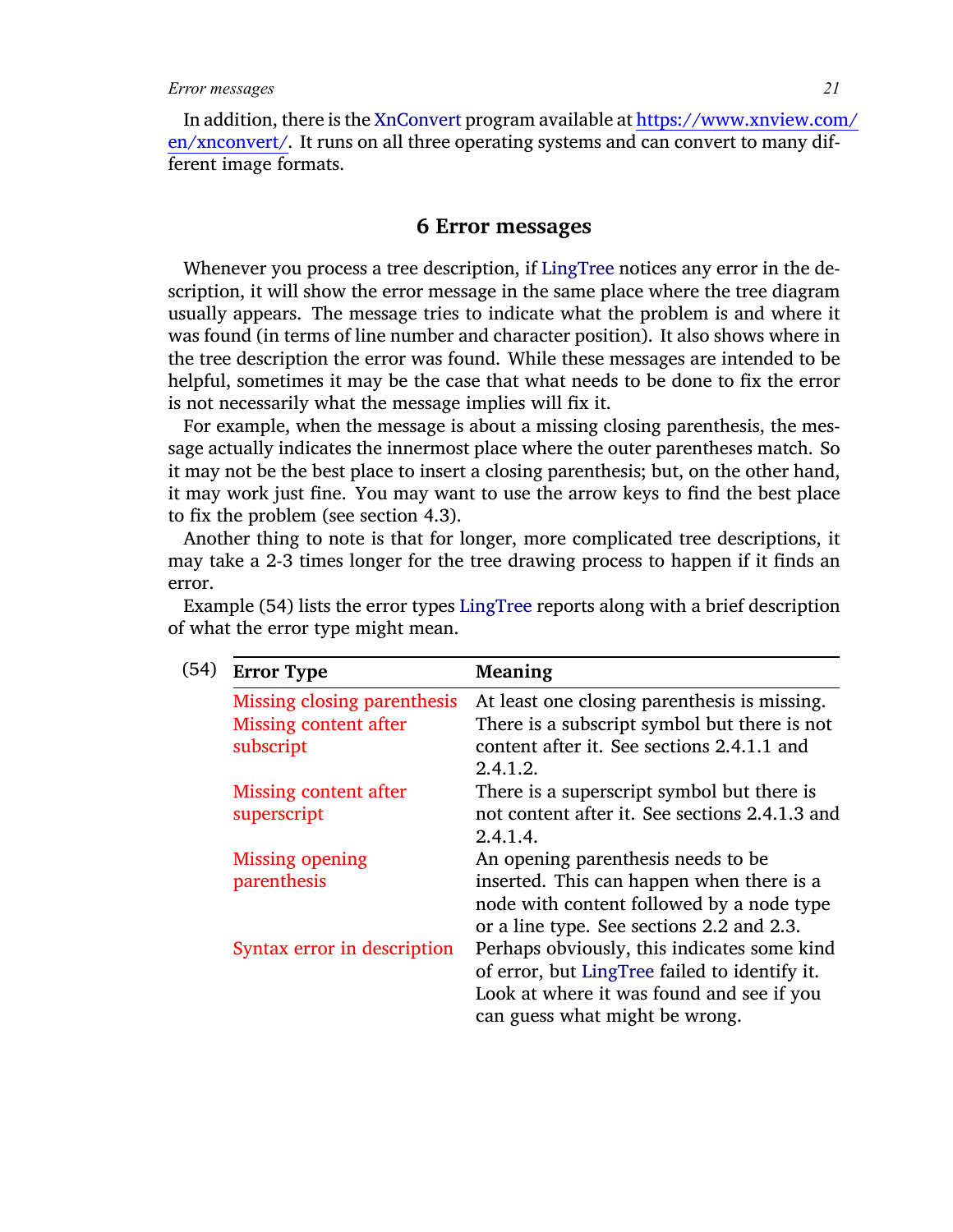In addition, there is the XnConvert program available at https://www.xnview.com/en/xnconvert/. It runs on all three operating systems and can convert to many different image formats.

## 6 Error messages

Whenever you process a tree description, if LingTree notices any error in the description, it will show the error message in the same place where the tree diagram usually appears. The message tries to indicate what the problem is and where it was found (in terms of line number and character position). It also shows where in the tree description the error was found. While these messages are intended to be helpful, sometimes it may be the case that what needs to be done to fix the error is not necessarily what the message implies will fix it.

For example, when the message is about a missing closing parenthesis, the message actually indicates the innermost place where the outer parentheses match. So it may not be the best place to insert a closing parenthesis; but, on the other hand, it may work just fine. You may want to use the arrow keys to find the best place to fix the problem (see section 4.3).

Another thing to note is that for longer, more complicated tree descriptions, it may take a 2-3 times longer for the tree drawing process to happen if it finds an error.

Example (54) lists the error types LingTree reports along with a brief description of what the error type might mean.

(54)

| **Error Type** | **Meaning** |
|---|---|
| Missing closing parenthesis | At least one closing parenthesis is missing. |
| Missing content after subscript | There is a subscript symbol but there is not content after it. See sections 2.4.1.1 and 2.4.1.2. |
| Missing content after superscript | There is a superscript symbol but there is not content after it. See sections 2.4.1.3 and 2.4.1.4. |
| Missing opening parenthesis | An opening parenthesis needs to be inserted. This can happen when there is a node with content followed by a node type or a line type. See sections 2.2 and 2.3. |
| Syntax error in description | Perhaps obviously, this indicates some kind of error, but LingTree failed to identify it. Look at where it was found and see if you can guess what might be wrong. |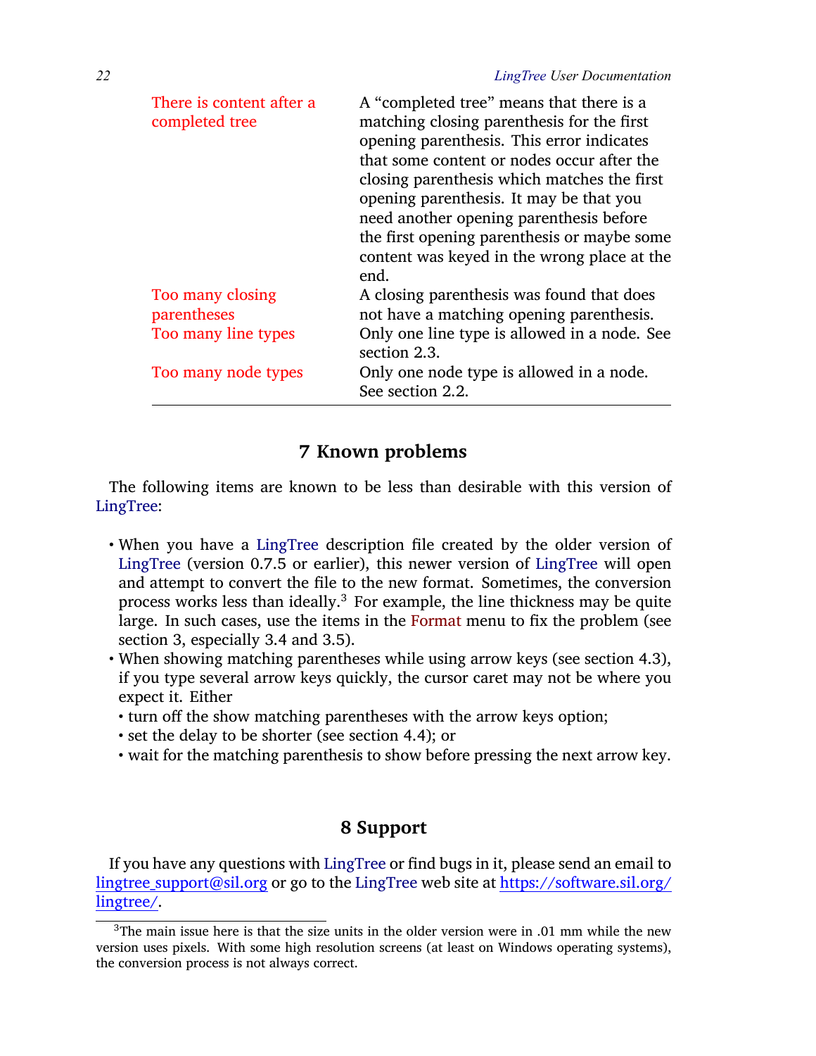| | |
|---|---|
| There is content after a completed tree | A “completed tree” means that there is a matching closing parenthesis for the first opening parenthesis. This error indicates that some content or nodes occur after the closing parenthesis which matches the first opening parenthesis. It may be that you need another opening parenthesis before the first opening parenthesis or maybe some content was keyed in the wrong place at the end. |
| Too many closing parentheses | A closing parenthesis was found that does not have a matching opening parenthesis. |
| Too many line types | Only one line type is allowed in a node. See section 2.3. |
| Too many node types | Only one node type is allowed in a node. See section 2.2. |

## 7 Known problems

The following items are known to be less than desirable with this version of LingTree:

- When you have a LingTree description file created by the older version of LingTree (version 0.7.5 or earlier), this newer version of LingTree will open and attempt to convert the file to the new format. Sometimes, the conversion process works less than ideally.[3] For example, the line thickness may be quite large. In such cases, use the items in the Format menu to fix the problem (see section 3, especially 3.4 and 3.5).
- When showing matching parentheses while using arrow keys (see section 4.3), if you type several arrow keys quickly, the cursor caret may not be where you expect it. Either
  - turn off the show matching parentheses with the arrow keys option;
  - set the delay to be shorter (see section 4.4); or
  - wait for the matching parenthesis to show before pressing the next arrow key.

## 8 Support

If you have any questions with LingTree or find bugs in it, please send an email to lingtree_support@sil.org or go to the LingTree web site at https://software.sil.org/lingtree/.

[3]The main issue here is that the size units in the older version were in .01 mm while the new version uses pixels. With some high resolution screens (at least on Windows operating systems), the conversion process is not always correct.